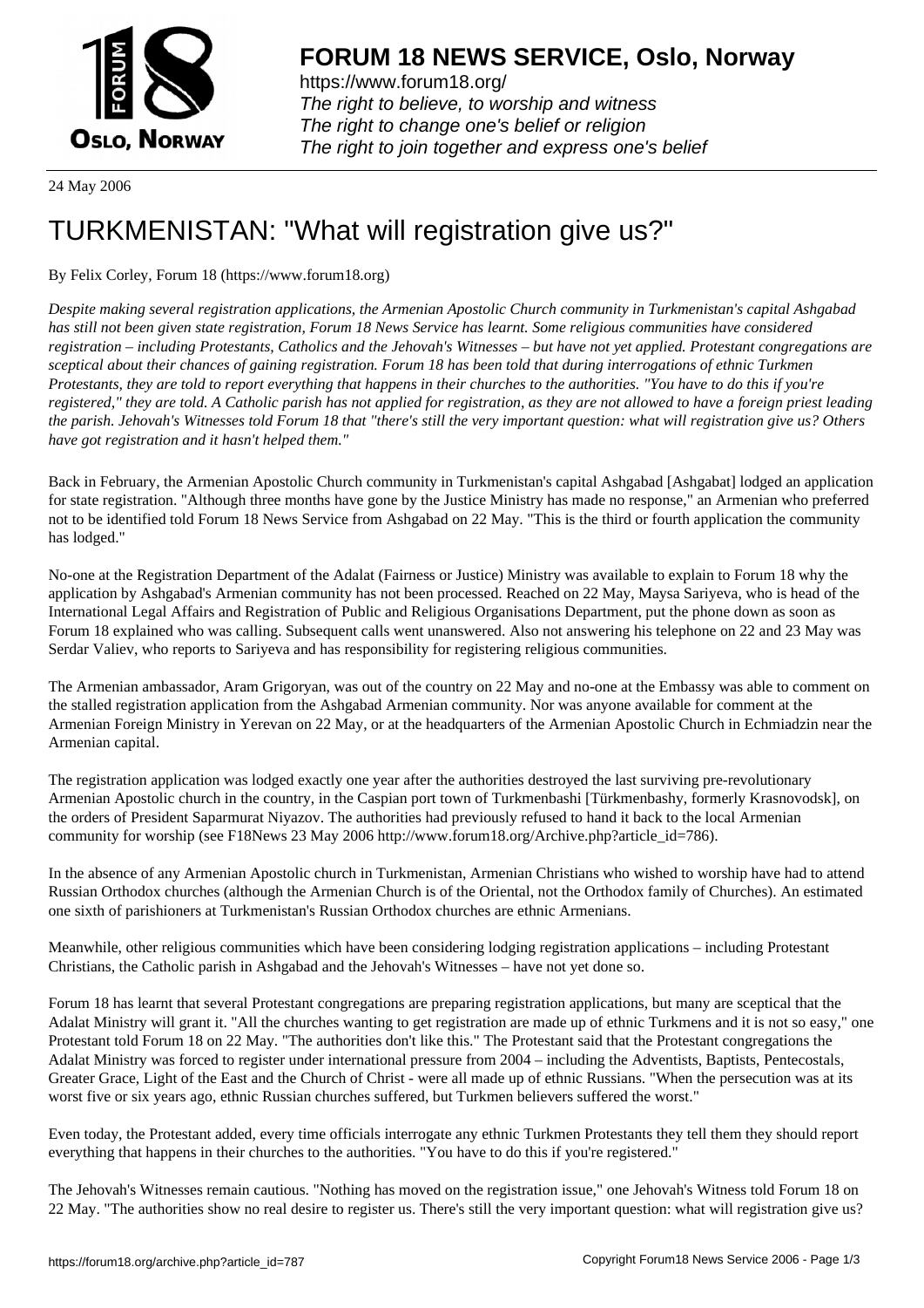# FORUM 18 NEWS SERVICE, Oslo, Norway

https://www.forum18.org/
*The right to believe, to worship and witness*
*The right to change one's belief or religion*
*The right to join together and express one's belief*

24 May 2006

# TURKMENISTAN: "What will registration give us?"

By Felix Corley, Forum 18 (https://www.forum18.org)

*Despite making several registration applications, the Armenian Apostolic Church community in Turkmenistan's capital Ashgabad has still not been given state registration, Forum 18 News Service has learnt. Some religious communities have considered registration – including Protestants, Catholics and the Jehovah's Witnesses – but have not yet applied. Protestant congregations are sceptical about their chances of gaining registration. Forum 18 has been told that during interrogations of ethnic Turkmen Protestants, they are told to report everything that happens in their churches to the authorities. "You have to do this if you're registered," they are told. A Catholic parish has not applied for registration, as they are not allowed to have a foreign priest leading the parish. Jehovah's Witnesses told Forum 18 that "there's still the very important question: what will registration give us? Others have got registration and it hasn't helped them."*

Back in February, the Armenian Apostolic Church community in Turkmenistan's capital Ashgabad [Ashgabat] lodged an application for state registration. "Although three months have gone by the Justice Ministry has made no response," an Armenian who preferred not to be identified told Forum 18 News Service from Ashgabad on 22 May. "This is the third or fourth application the community has lodged."

No-one at the Registration Department of the Adalat (Fairness or Justice) Ministry was available to explain to Forum 18 why the application by Ashgabad's Armenian community has not been processed. Reached on 22 May, Maysa Sariyeva, who is head of the International Legal Affairs and Registration of Public and Religious Organisations Department, put the phone down as soon as Forum 18 explained who was calling. Subsequent calls went unanswered. Also not answering his telephone on 22 and 23 May was Serdar Valiev, who reports to Sariyeva and has responsibility for registering religious communities.

The Armenian ambassador, Aram Grigoryan, was out of the country on 22 May and no-one at the Embassy was able to comment on the stalled registration application from the Ashgabad Armenian community. Nor was anyone available for comment at the Armenian Foreign Ministry in Yerevan on 22 May, or at the headquarters of the Armenian Apostolic Church in Echmiadzin near the Armenian capital.

The registration application was lodged exactly one year after the authorities destroyed the last surviving pre-revolutionary Armenian Apostolic church in the country, in the Caspian port town of Turkmenbashi [Türkmenbashy, formerly Krasnovodsk], on the orders of President Saparmurat Niyazov. The authorities had previously refused to hand it back to the local Armenian community for worship (see F18News 23 May 2006 http://www.forum18.org/Archive.php?article_id=786).

In the absence of any Armenian Apostolic church in Turkmenistan, Armenian Christians who wished to worship have had to attend Russian Orthodox churches (although the Armenian Church is of the Oriental, not the Orthodox family of Churches). An estimated one sixth of parishioners at Turkmenistan's Russian Orthodox churches are ethnic Armenians.

Meanwhile, other religious communities which have been considering lodging registration applications – including Protestant Christians, the Catholic parish in Ashgabad and the Jehovah's Witnesses – have not yet done so.

Forum 18 has learnt that several Protestant congregations are preparing registration applications, but many are sceptical that the Adalat Ministry will grant it. "All the churches wanting to get registration are made up of ethnic Turkmens and it is not so easy," one Protestant told Forum 18 on 22 May. "The authorities don't like this." The Protestant said that the Protestant congregations the Adalat Ministry was forced to register under international pressure from 2004 – including the Adventists, Baptists, Pentecostals, Greater Grace, Light of the East and the Church of Christ - were all made up of ethnic Russians. "When the persecution was at its worst five or six years ago, ethnic Russian churches suffered, but Turkmen believers suffered the worst."

Even today, the Protestant added, every time officials interrogate any ethnic Turkmen Protestants they tell them they should report everything that happens in their churches to the authorities. "You have to do this if you're registered."

The Jehovah's Witnesses remain cautious. "Nothing has moved on the registration issue," one Jehovah's Witness told Forum 18 on 22 May. "The authorities show no real desire to register us. There's still the very important question: what will registration give us?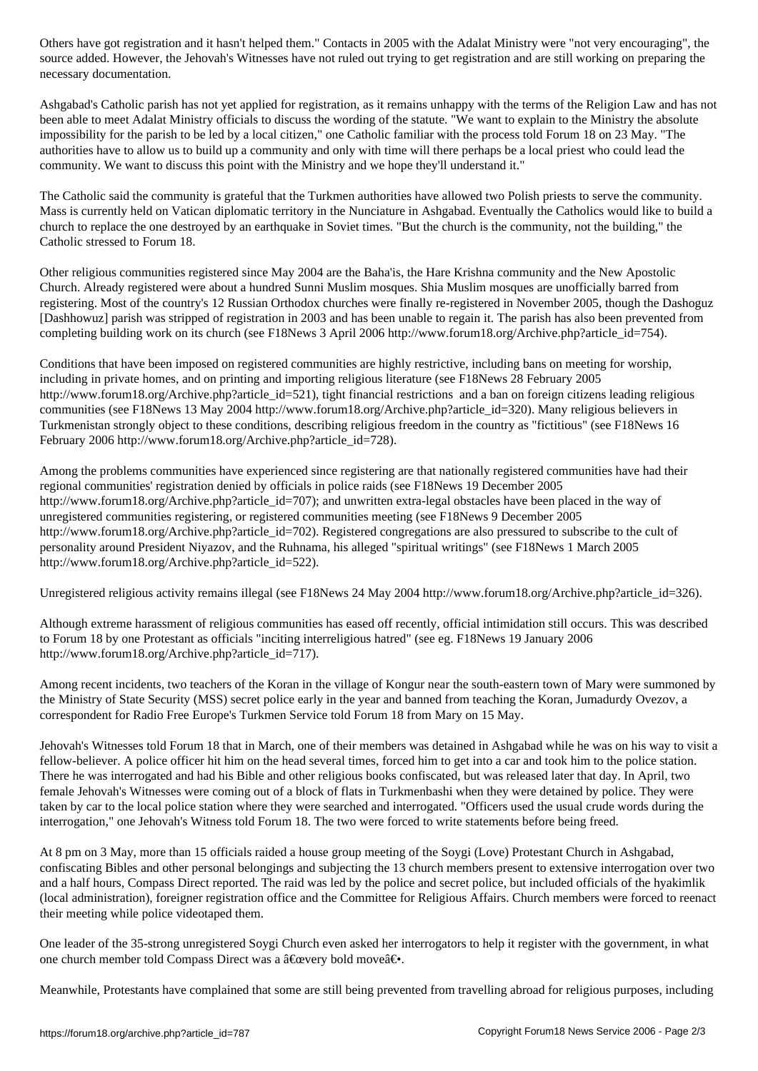Others have got registration and it hasn't helped them." Contacts in 2005 with the Adalat Ministry were "not very encouraging", the source added. However, the Jehovah's Witnesses have not ruled out trying to get registration and are still working on preparing the necessary documentation.

Ashgabad's Catholic parish has not yet applied for registration, as it remains unhappy with the terms of the Religion Law and has not been able to meet Adalat Ministry officials to discuss the wording of the statute. "We want to explain to the Ministry the absolute impossibility for the parish to be led by a local citizen," one Catholic familiar with the process told Forum 18 on 23 May. "The authorities have to allow us to build up a community and only with time will there perhaps be a local priest who could lead the community. We want to discuss this point with the Ministry and we hope they'll understand it."

The Catholic said the community is grateful that the Turkmen authorities have allowed two Polish priests to serve the community. Mass is currently held on Vatican diplomatic territory in the Nunciature in Ashgabad. Eventually the Catholics would like to build a church to replace the one destroyed by an earthquake in Soviet times. "But the church is the community, not the building," the Catholic stressed to Forum 18.

Other religious communities registered since May 2004 are the Baha'is, the Hare Krishna community and the New Apostolic Church. Already registered were about a hundred Sunni Muslim mosques. Shia Muslim mosques are unofficially barred from registering. Most of the country's 12 Russian Orthodox churches were finally re-registered in November 2005, though the Dashoguz [Dashhowuz] parish was stripped of registration in 2003 and has been unable to regain it. The parish has also been prevented from completing building work on its church (see F18News 3 April 2006 http://www.forum18.org/Archive.php?article_id=754).

Conditions that have been imposed on registered communities are highly restrictive, including bans on meeting for worship, including in private homes, and on printing and importing religious literature (see F18News 28 February 2005 http://www.forum18.org/Archive.php?article_id=521), tight financial restrictions and a ban on foreign citizens leading religious communities (see F18News 13 May 2004 http://www.forum18.org/Archive.php?article_id=320). Many religious believers in Turkmenistan strongly object to these conditions, describing religious freedom in the country as "fictitious" (see F18News 16 February 2006 http://www.forum18.org/Archive.php?article_id=728).

Among the problems communities have experienced since registering are that nationally registered communities have had their regional communities' registration denied by officials in police raids (see F18News 19 December 2005 http://www.forum18.org/Archive.php?article_id=707); and unwritten extra-legal obstacles have been placed in the way of unregistered communities registering, or registered communities meeting (see F18News 9 December 2005 http://www.forum18.org/Archive.php?article_id=702). Registered congregations are also pressured to subscribe to the cult of personality around President Niyazov, and the Ruhnama, his alleged "spiritual writings" (see F18News 1 March 2005 http://www.forum18.org/Archive.php?article_id=522).

Unregistered religious activity remains illegal (see F18News 24 May 2004 http://www.forum18.org/Archive.php?article_id=326).

Although extreme harassment of religious communities has eased off recently, official intimidation still occurs. This was described to Forum 18 by one Protestant as officials "inciting interreligious hatred" (see eg. F18News 19 January 2006 http://www.forum18.org/Archive.php?article_id=717).

Among recent incidents, two teachers of the Koran in the village of Kongur near the south-eastern town of Mary were summoned by the Ministry of State Security (MSS) secret police early in the year and banned from teaching the Koran, Jumadurdy Ovezov, a correspondent for Radio Free Europe's Turkmen Service told Forum 18 from Mary on 15 May.

Jehovah's Witnesses told Forum 18 that in March, one of their members was detained in Ashgabad while he was on his way to visit a fellow-believer. A police officer hit him on the head several times, forced him to get into a car and took him to the police station. There he was interrogated and had his Bible and other religious books confiscated, but was released later that day. In April, two female Jehovah's Witnesses were coming out of a block of flats in Turkmenbashi when they were detained by police. They were taken by car to the local police station where they were searched and interrogated. "Officers used the usual crude words during the interrogation," one Jehovah's Witness told Forum 18. The two were forced to write statements before being freed.

At 8 pm on 3 May, more than 15 officials raided a house group meeting of the Soygi (Love) Protestant Church in Ashgabad, confiscating Bibles and other personal belongings and subjecting the 13 church members present to extensive interrogation over two and a half hours, Compass Direct reported. The raid was led by the police and secret police, but included officials of the hyakimlik (local administration), foreigner registration office and the Committee for Religious Affairs. Church members were forced to reenact their meeting while police videotaped them.

One leader of the 35-strong unregistered Soygi Church even asked her interrogators to help it register with the government, in what one church member told Compass Direct was a â€œvery bold moveâ€•.

Meanwhile, Protestants have complained that some are still being prevented from travelling abroad for religious purposes, including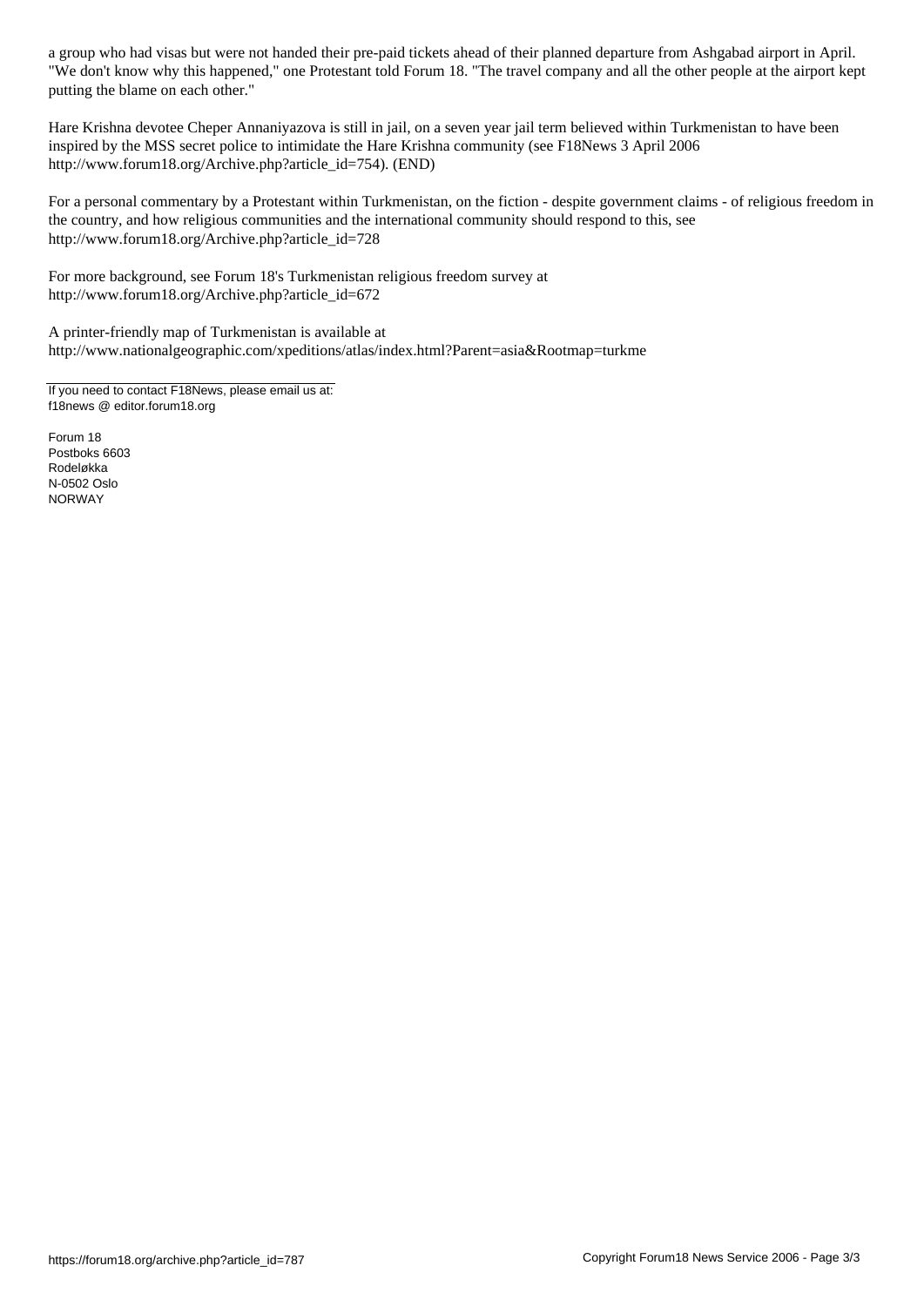a group who had visas but were not handed their pre-paid tickets ahead of their planned departure from Ashgabad airport in April. "We don't know why this happened," one Protestant told Forum 18. "The travel company and all the other people at the airport kept putting the blame on each other."

Hare Krishna devotee Cheper Annaniyazova is still in jail, on a seven year jail term believed within Turkmenistan to have been inspired by the MSS secret police to intimidate the Hare Krishna community (see F18News 3 April 2006 http://www.forum18.org/Archive.php?article_id=754). (END)

For a personal commentary by a Protestant within Turkmenistan, on the fiction - despite government claims - of religious freedom in the country, and how religious communities and the international community should respond to this, see http://www.forum18.org/Archive.php?article_id=728

For more background, see Forum 18's Turkmenistan religious freedom survey at http://www.forum18.org/Archive.php?article_id=672

A printer-friendly map of Turkmenistan is available at http://www.nationalgeographic.com/xpeditions/atlas/index.html?Parent=asia&Rootmap=turkme

---

If you need to contact F18News, please email us at:
f18news @ editor.forum18.org

Forum 18
Postboks 6603
Rodeløkka
N-0502 Oslo
NORWAY